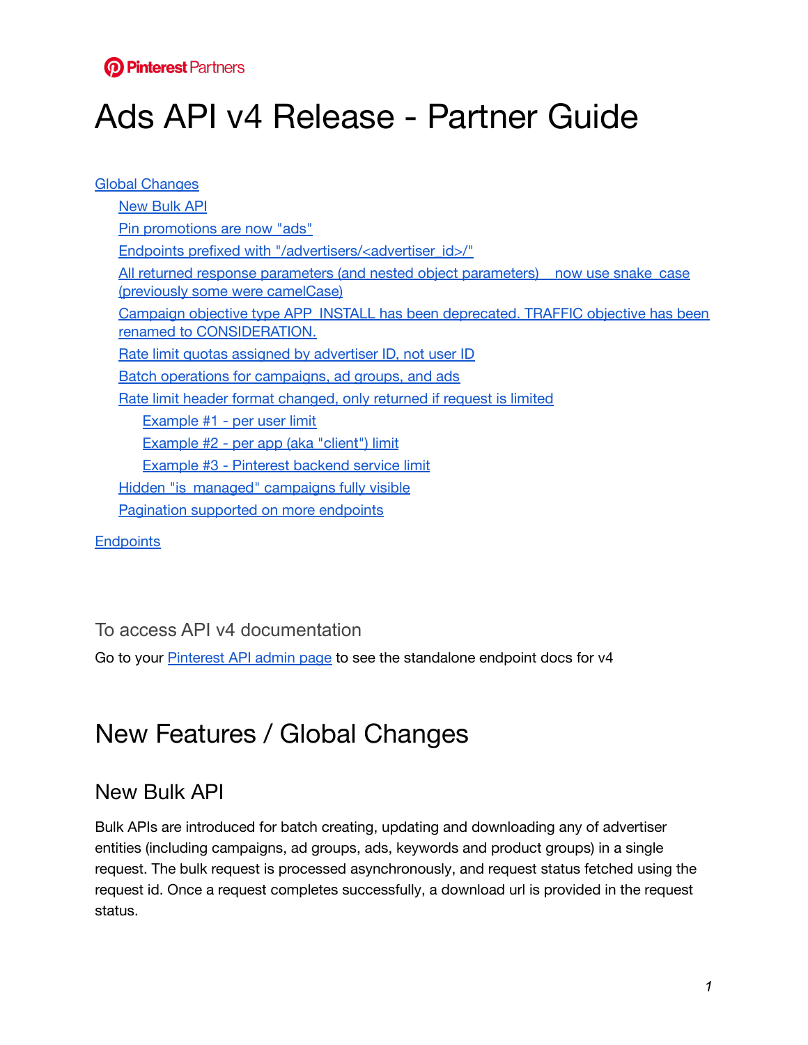Pinterest Partners

# Ads API v4 Release - Partner Guide

- Global Changes
  - New Bulk API
  - Pin promotions are now "ads"
  - Endpoints prefixed with "/advertisers/<advertiser_id>/"
  - All returned response parameters (and nested object parameters)   now use snake_case (previously some were camelCase)
  - Campaign objective type APP_INSTALL has been deprecated. TRAFFIC objective has been renamed to CONSIDERATION.
  - Rate limit quotas assigned by advertiser ID, not user ID
  - Batch operations for campaigns, ad groups, and ads
  - Rate limit header format changed, only returned if request is limited
    - Example #1 - per user limit
    - Example #2 - per app (aka "client") limit
    - Example #3 - Pinterest backend service limit
  - Hidden "is_managed" campaigns fully visible
  - Pagination supported on more endpoints
- Endpoints

### To access API v4 documentation

Go to your Pinterest API admin page to see the standalone endpoint docs for v4

# New Features / Global Changes

## New Bulk API

Bulk APIs are introduced for batch creating, updating and downloading any of advertiser entities (including campaigns, ad groups, ads, keywords and product groups) in a single request. The bulk request is processed asynchronously, and request status fetched using the request id. Once a request completes successfully, a download url is provided in the request status.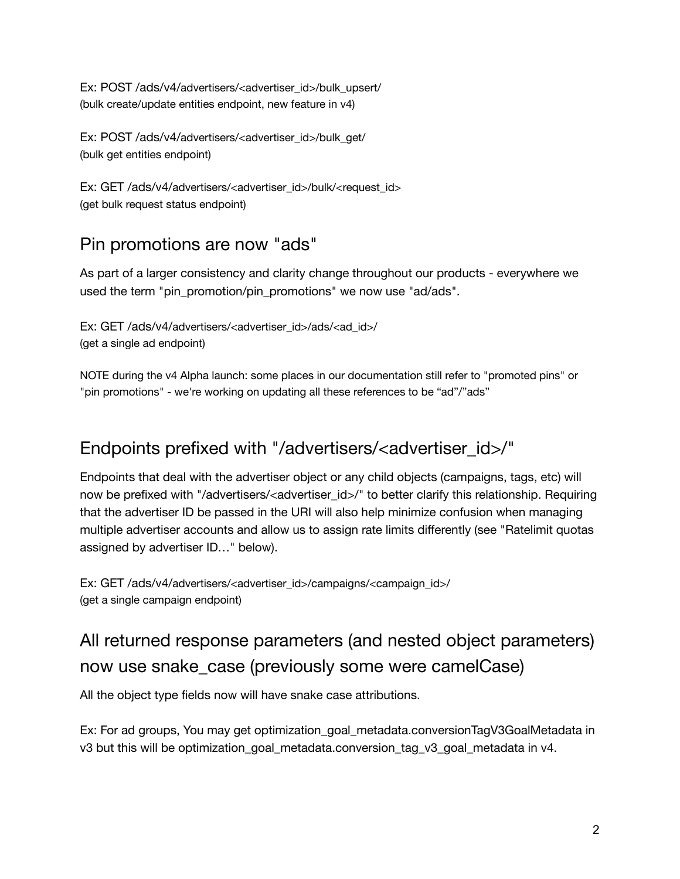Ex: POST /ads/v4/advertisers/<advertiser_id>/bulk_upsert/
(bulk create/update entities endpoint, new feature in v4)

Ex: POST /ads/v4/advertisers/<advertiser_id>/bulk_get/
(bulk get entities endpoint)

Ex: GET /ads/v4/advertisers/<advertiser_id>/bulk/<request_id>
(get bulk request status endpoint)

## Pin promotions are now "ads"

As part of a larger consistency and clarity change throughout our products - everywhere we used the term "pin_promotion/pin_promotions" we now use "ad/ads".

Ex: GET /ads/v4/advertisers/<advertiser_id>/ads/<ad_id>/
(get a single ad endpoint)

NOTE during the v4 Alpha launch: some places in our documentation still refer to "promoted pins" or "pin promotions" - we're working on updating all these references to be “ad”/”ads”

## Endpoints prefixed with "/advertisers/<advertiser_id>/"

Endpoints that deal with the advertiser object or any child objects (campaigns, tags, etc) will now be prefixed with "/advertisers/<advertiser_id>/" to better clarify this relationship. Requiring that the advertiser ID be passed in the URI will also help minimize confusion when managing multiple advertiser accounts and allow us to assign rate limits differently (see "Ratelimit quotas assigned by advertiser ID…" below).

Ex: GET /ads/v4/advertisers/<advertiser_id>/campaigns/<campaign_id>/
(get a single campaign endpoint)

## All returned response parameters (and nested object parameters) now use snake_case (previously some were camelCase)

All the object type fields now will have snake case attributions.

Ex: For ad groups, You may get optimization_goal_metadata.conversionTagV3GoalMetadata in v3 but this will be optimization_goal_metadata.conversion_tag_v3_goal_metadata in v4.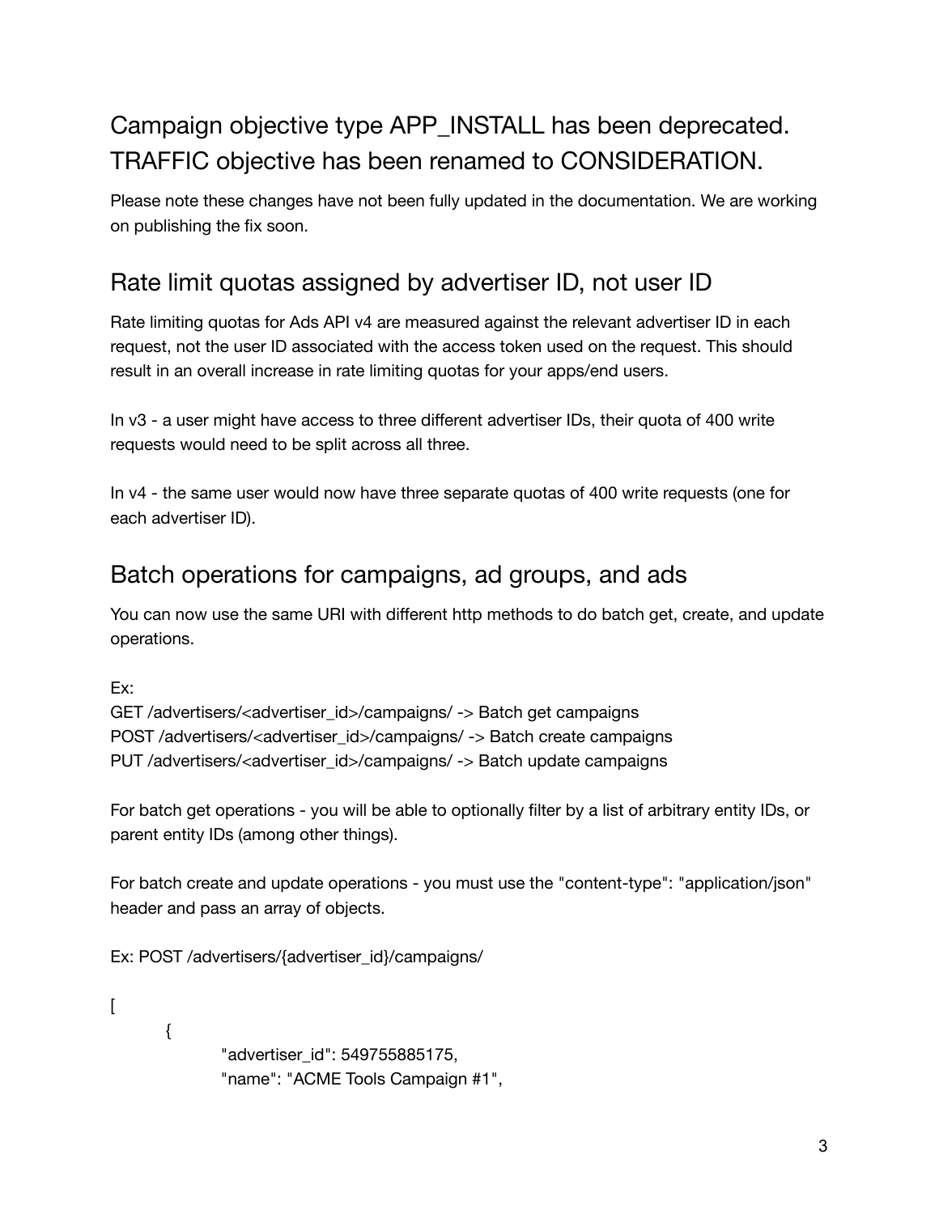## Campaign objective type APP_INSTALL has been deprecated. TRAFFIC objective has been renamed to CONSIDERATION.

Please note these changes have not been fully updated in the documentation. We are working on publishing the fix soon.

### Rate limit quotas assigned by advertiser ID, not user ID

Rate limiting quotas for Ads API v4 are measured against the relevant advertiser ID in each request, not the user ID associated with the access token used on the request. This should result in an overall increase in rate limiting quotas for your apps/end users.

In v3 - a user might have access to three different advertiser IDs, their quota of 400 write requests would need to be split across all three.

In v4 - the same user would now have three separate quotas of 400 write requests (one for each advertiser ID).

### Batch operations for campaigns, ad groups, and ads

You can now use the same URI with different http methods to do batch get, create, and update operations.

Ex:
GET /advertisers/<advertiser_id>/campaigns/ -> Batch get campaigns
POST /advertisers/<advertiser_id>/campaigns/ -> Batch create campaigns
PUT /advertisers/<advertiser_id>/campaigns/ -> Batch update campaigns

For batch get operations - you will be able to optionally filter by a list of arbitrary entity IDs, or parent entity IDs (among other things).

For batch create and update operations - you must use the "content-type": "application/json" header and pass an array of objects.

Ex: POST /advertisers/{advertiser_id}/campaigns/

```
[
    {
        "advertiser_id": 549755885175,
        "name": "ACME Tools Campaign #1",
```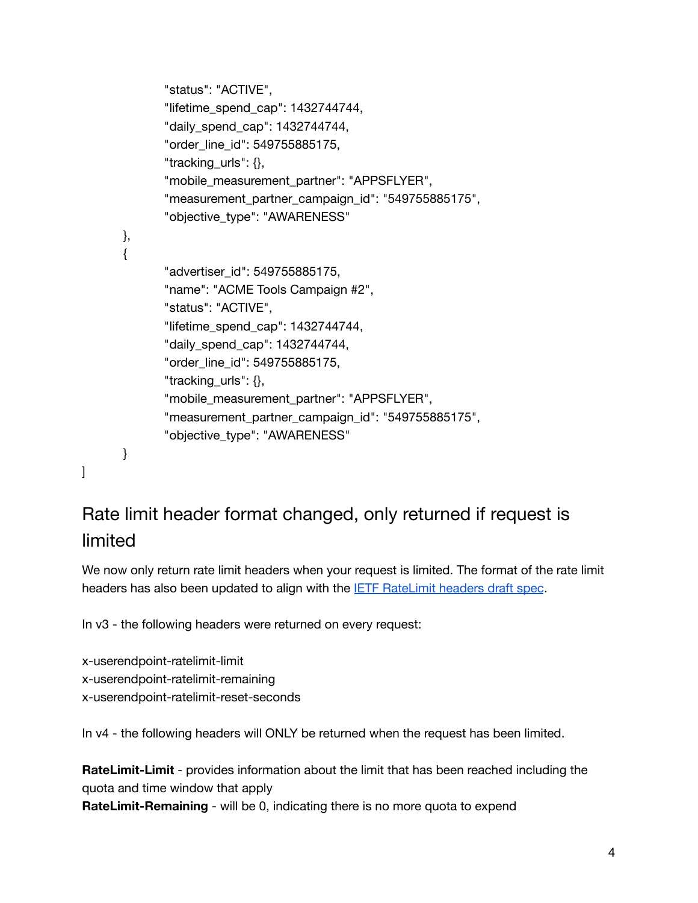```
            "status": "ACTIVE",
            "lifetime_spend_cap": 1432744744,
            "daily_spend_cap": 1432744744,
            "order_line_id": 549755885175,
            "tracking_urls": {},
            "mobile_measurement_partner": "APPSFLYER",
            "measurement_partner_campaign_id": "549755885175",
            "objective_type": "AWARENESS"
        },
        {
            "advertiser_id": 549755885175,
            "name": "ACME Tools Campaign #2",
            "status": "ACTIVE",
            "lifetime_spend_cap": 1432744744,
            "daily_spend_cap": 1432744744,
            "order_line_id": 549755885175,
            "tracking_urls": {},
            "mobile_measurement_partner": "APPSFLYER",
            "measurement_partner_campaign_id": "549755885175",
            "objective_type": "AWARENESS"
        }
]
```

## Rate limit header format changed, only returned if request is limited

We now only return rate limit headers when your request is limited. The format of the rate limit headers has also been updated to align with the [IETF RateLimit headers draft spec](#).

In v3 - the following headers were returned on every request:

x-userendpoint-ratelimit-limit
x-userendpoint-ratelimit-remaining
x-userendpoint-ratelimit-reset-seconds

In v4 - the following headers will ONLY be returned when the request has been limited.

**RateLimit-Limit** - provides information about the limit that has been reached including the quota and time window that apply
**RateLimit-Remaining** - will be 0, indicating there is no more quota to expend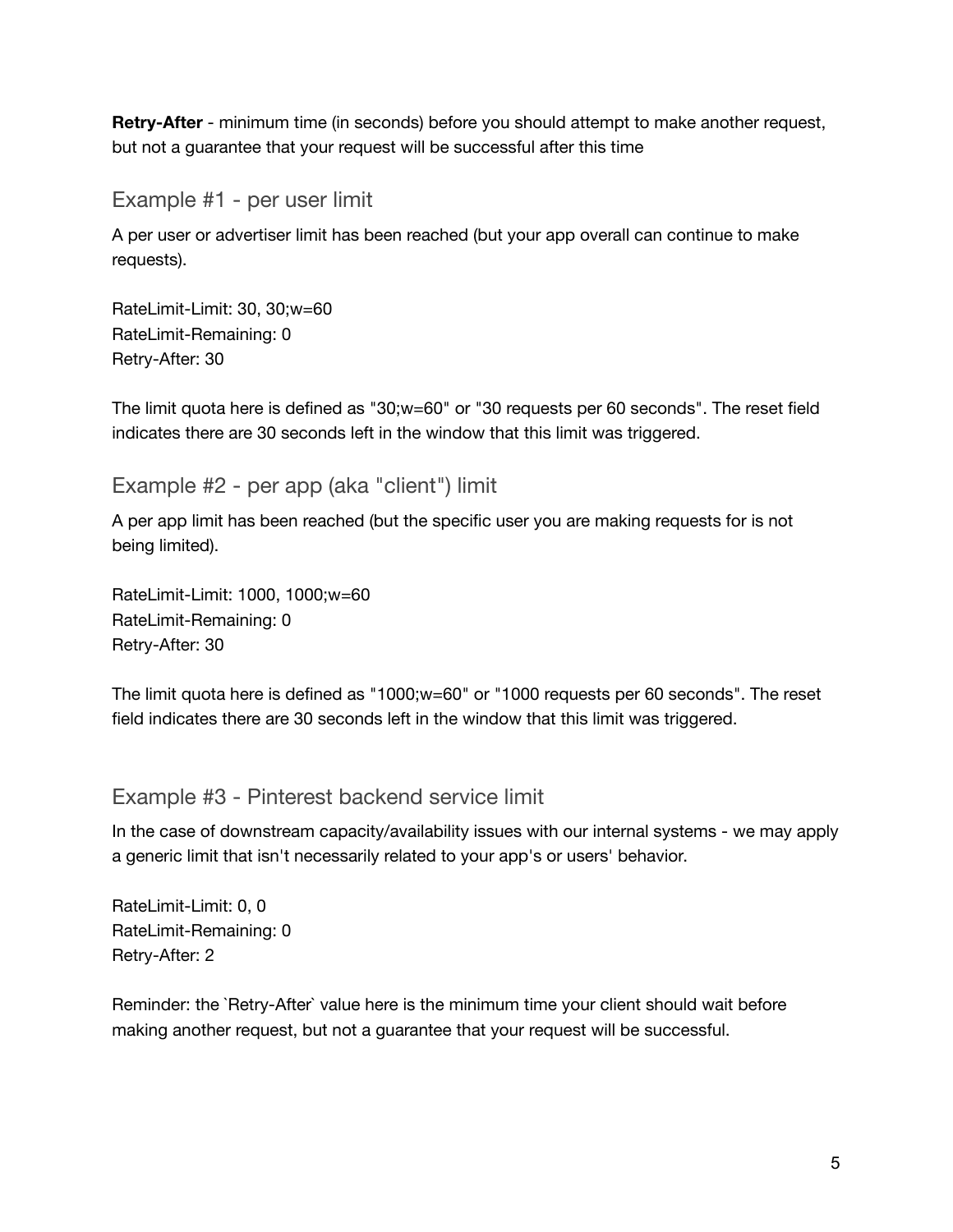**Retry-After** - minimum time (in seconds) before you should attempt to make another request, but not a guarantee that your request will be successful after this time

### Example #1 - per user limit

A per user or advertiser limit has been reached (but your app overall can continue to make requests).

RateLimit-Limit: 30, 30;w=60
RateLimit-Remaining: 0
Retry-After: 30

The limit quota here is defined as "30;w=60" or "30 requests per 60 seconds". The reset field indicates there are 30 seconds left in the window that this limit was triggered.

### Example #2 - per app (aka "client") limit

A per app limit has been reached (but the specific user you are making requests for is not being limited).

RateLimit-Limit: 1000, 1000;w=60
RateLimit-Remaining: 0
Retry-After: 30

The limit quota here is defined as "1000;w=60" or "1000 requests per 60 seconds". The reset field indicates there are 30 seconds left in the window that this limit was triggered.

### Example #3 - Pinterest backend service limit

In the case of downstream capacity/availability issues with our internal systems - we may apply a generic limit that isn't necessarily related to your app's or users' behavior.

RateLimit-Limit: 0, 0
RateLimit-Remaining: 0
Retry-After: 2

Reminder: the `Retry-After` value here is the minimum time your client should wait before making another request, but not a guarantee that your request will be successful.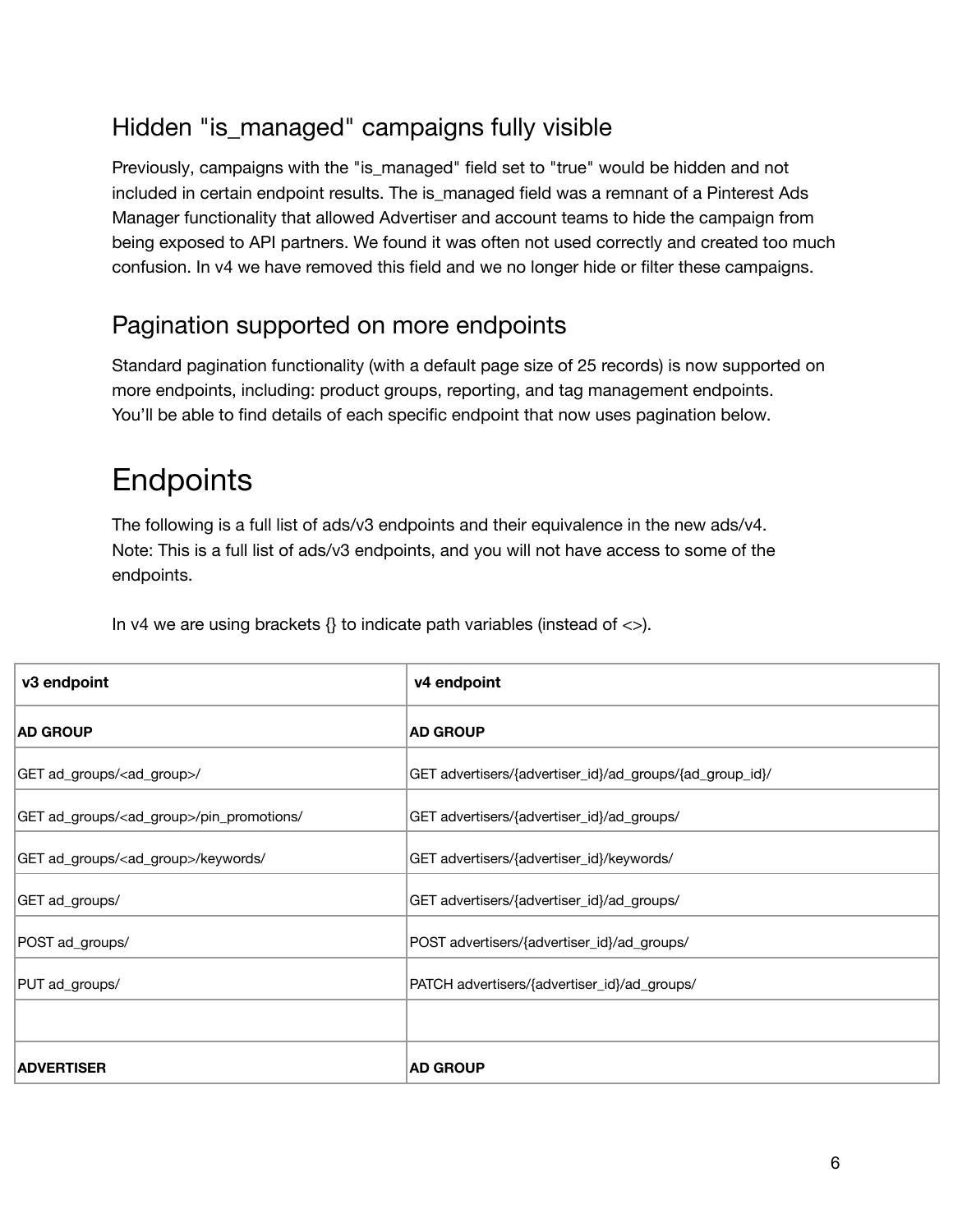## Hidden "is_managed" campaigns fully visible

Previously, campaigns with the "is_managed" field set to "true" would be hidden and not included in certain endpoint results. The is_managed field was a remnant of a Pinterest Ads Manager functionality that allowed Advertiser and account teams to hide the campaign from being exposed to API partners. We found it was often not used correctly and created too much confusion. In v4 we have removed this field and we no longer hide or filter these campaigns.

## Pagination supported on more endpoints

Standard pagination functionality (with a default page size of 25 records) is now supported on more endpoints, including: product groups, reporting, and tag management endpoints. You'll be able to find details of each specific endpoint that now uses pagination below.

# Endpoints

The following is a full list of ads/v3 endpoints and their equivalence in the new ads/v4. Note: This is a full list of ads/v3 endpoints, and you will not have access to some of the endpoints.

In v4 we are using brackets {} to indicate path variables (instead of <>).

| v3 endpoint | v4 endpoint |
|---|---|
| **AD GROUP** | **AD GROUP** |
| GET ad_groups/<ad_group>/ | GET advertisers/{advertiser_id}/ad_groups/{ad_group_id}/ |
| GET ad_groups/<ad_group>/pin_promotions/ | GET advertisers/{advertiser_id}/ad_groups/ |
| GET ad_groups/<ad_group>/keywords/ | GET advertisers/{advertiser_id}/keywords/ |
| GET ad_groups/ | GET advertisers/{advertiser_id}/ad_groups/ |
| POST ad_groups/ | POST advertisers/{advertiser_id}/ad_groups/ |
| PUT ad_groups/ | PATCH advertisers/{advertiser_id}/ad_groups/ |
| | |
| **ADVERTISER** | **AD GROUP** |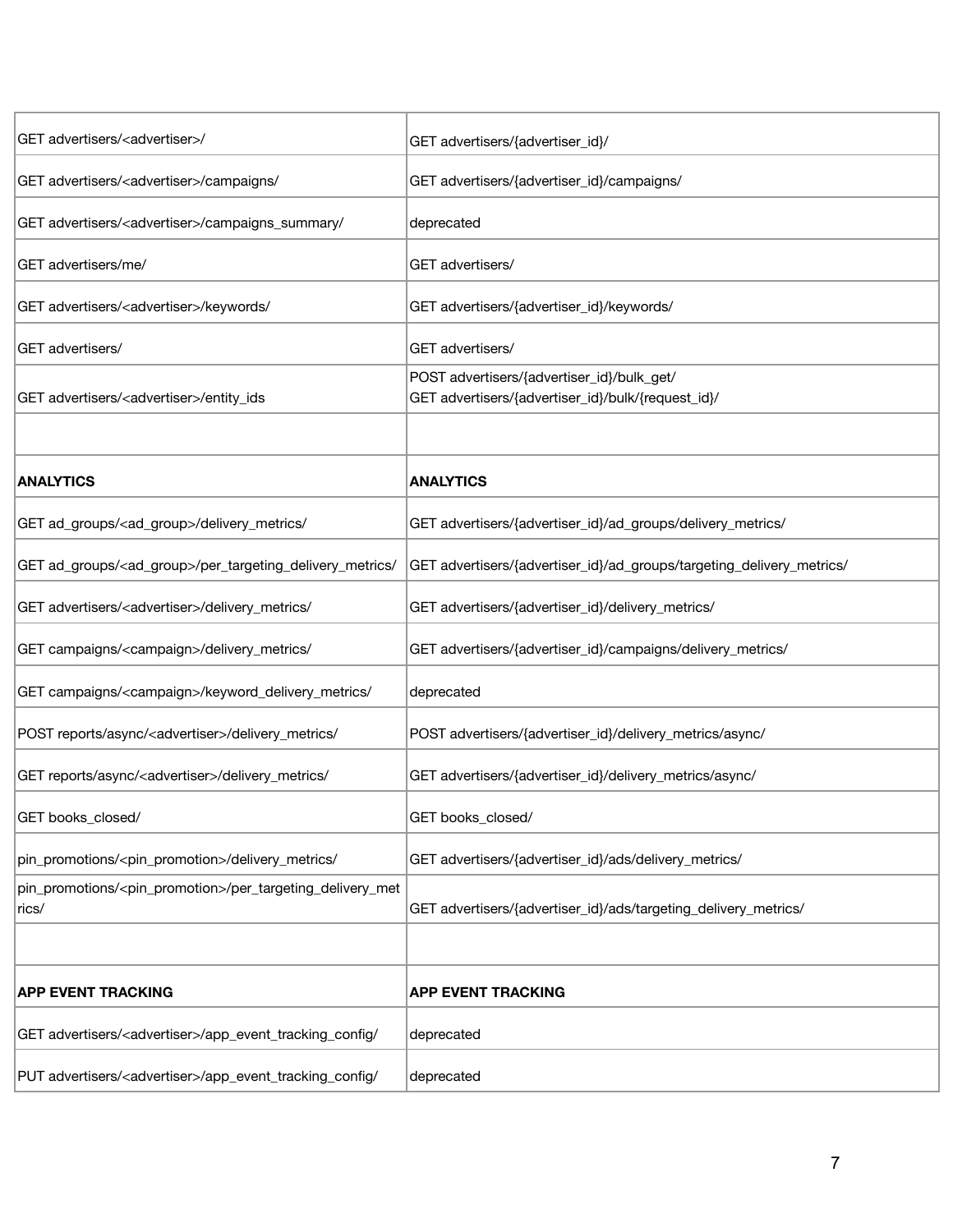| | |
|---|---|
| GET advertisers/<advertiser>/ | GET advertisers/{advertiser_id}/ |
| GET advertisers/<advertiser>/campaigns/ | GET advertisers/{advertiser_id}/campaigns/ |
| GET advertisers/<advertiser>/campaigns_summary/ | deprecated |
| GET advertisers/me/ | GET advertisers/ |
| GET advertisers/<advertiser>/keywords/ | GET advertisers/{advertiser_id}/keywords/ |
| GET advertisers/ | GET advertisers/ |
| GET advertisers/<advertiser>/entity_ids | POST advertisers/{advertiser_id}/bulk_get/<br>GET advertisers/{advertiser_id}/bulk/{request_id}/ |
| | |
| **ANALYTICS** | **ANALYTICS** |
| GET ad_groups/<ad_group>/delivery_metrics/ | GET advertisers/{advertiser_id}/ad_groups/delivery_metrics/ |
| GET ad_groups/<ad_group>/per_targeting_delivery_metrics/ | GET advertisers/{advertiser_id}/ad_groups/targeting_delivery_metrics/ |
| GET advertisers/<advertiser>/delivery_metrics/ | GET advertisers/{advertiser_id}/delivery_metrics/ |
| GET campaigns/<campaign>/delivery_metrics/ | GET advertisers/{advertiser_id}/campaigns/delivery_metrics/ |
| GET campaigns/<campaign>/keyword_delivery_metrics/ | deprecated |
| POST reports/async/<advertiser>/delivery_metrics/ | POST advertisers/{advertiser_id}/delivery_metrics/async/ |
| GET reports/async/<advertiser>/delivery_metrics/ | GET advertisers/{advertiser_id}/delivery_metrics/async/ |
| GET books_closed/ | GET books_closed/ |
| pin_promotions/<pin_promotion>/delivery_metrics/ | GET advertisers/{advertiser_id}/ads/delivery_metrics/ |
| pin_promotions/<pin_promotion>/per_targeting_delivery_metrics/ | GET advertisers/{advertiser_id}/ads/targeting_delivery_metrics/ |
| | |
| **APP EVENT TRACKING** | **APP EVENT TRACKING** |
| GET advertisers/<advertiser>/app_event_tracking_config/ | deprecated |
| PUT advertisers/<advertiser>/app_event_tracking_config/ | deprecated |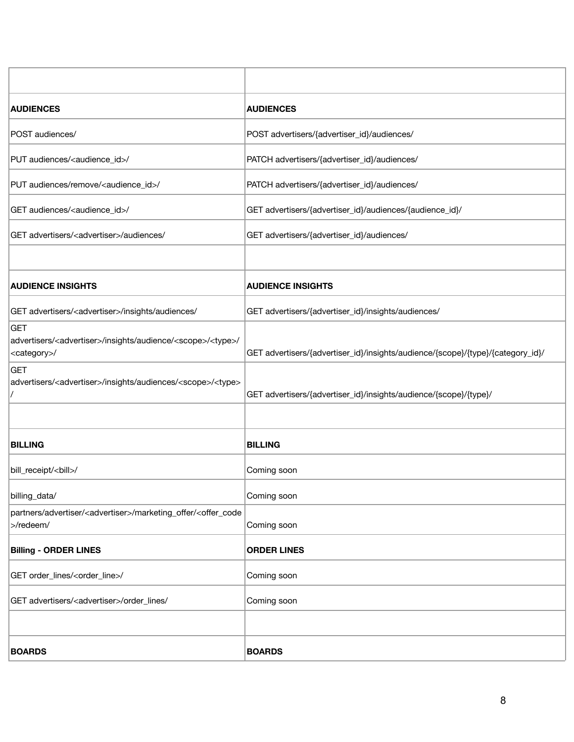| | |
|---|---|
| **AUDIENCES** | **AUDIENCES** |
| POST audiences/ | POST advertisers/{advertiser_id}/audiences/ |
| PUT audiences/<audience_id>/ | PATCH advertisers/{advertiser_id}/audiences/ |
| PUT audiences/remove/<audience_id>/ | PATCH advertisers/{advertiser_id}/audiences/ |
| GET audiences/<audience_id>/ | GET advertisers/{advertiser_id}/audiences/{audience_id}/ |
| GET advertisers/<advertiser>/audiences/ | GET advertisers/{advertiser_id}/audiences/ |
| | |
| **AUDIENCE INSIGHTS** | **AUDIENCE INSIGHTS** |
| GET advertisers/<advertiser>/insights/audiences/ | GET advertisers/{advertiser_id}/insights/audiences/ |
| GET advertisers/<advertiser>/insights/audience/<scope>/<type>/<category>/ | GET advertisers/{advertiser_id}/insights/audience/{scope}/{type}/{category_id}/ |
| GET advertisers/<advertiser>/insights/audiences/<scope>/<type>/ | GET advertisers/{advertiser_id}/insights/audience/{scope}/{type}/ |
| | |
| **BILLING** | **BILLING** |
| bill_receipt/<bill>/ | Coming soon |
| billing_data/ | Coming soon |
| partners/advertiser/<advertiser>/marketing_offer/<offer_code>/redeem/ | Coming soon |
| **Billing - ORDER LINES** | **ORDER LINES** |
| GET order_lines/<order_line>/ | Coming soon |
| GET advertisers/<advertiser>/order_lines/ | Coming soon |
| | |
| **BOARDS** | **BOARDS** |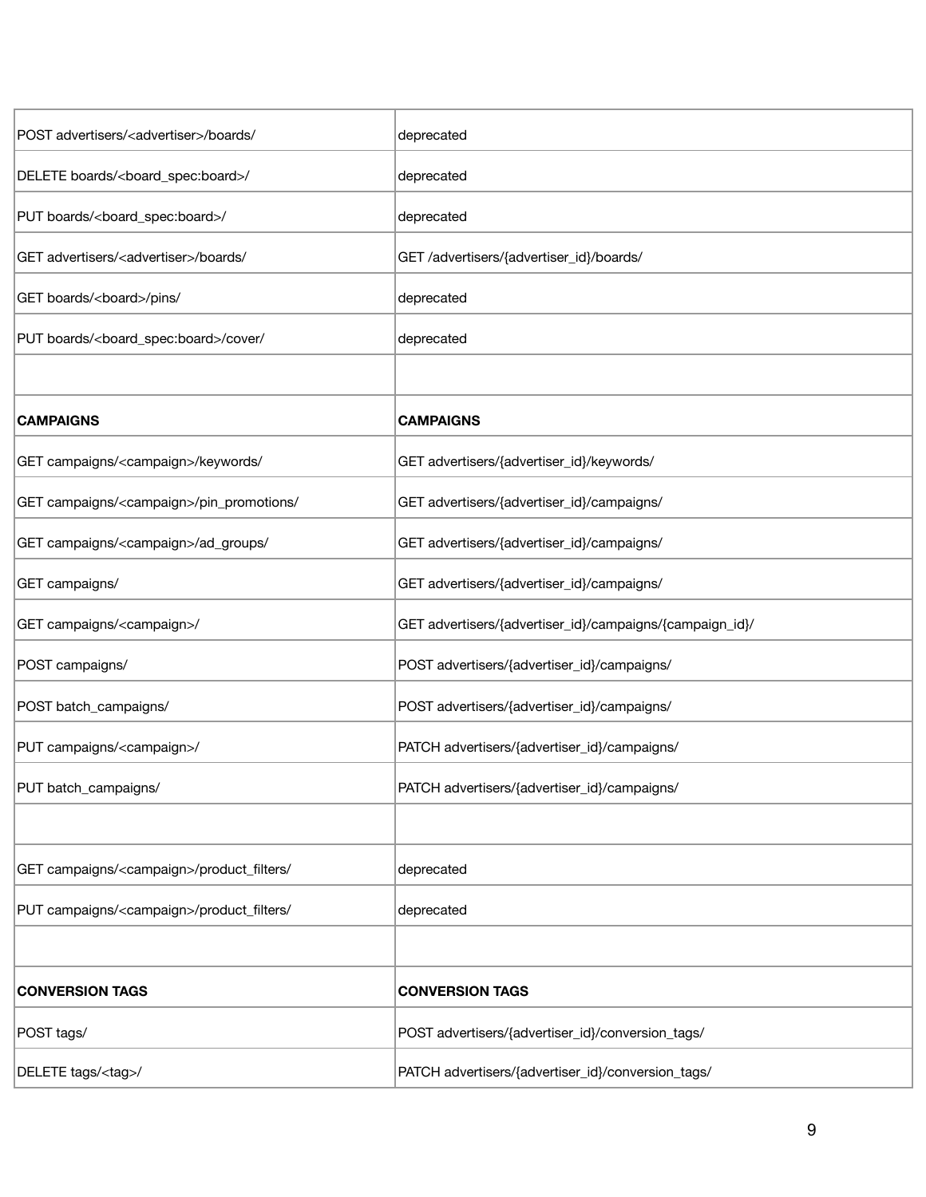| POST advertisers/<advertiser>/boards/ | deprecated |
|---|---|
| DELETE boards/<board_spec:board>/ | deprecated |
| PUT boards/<board_spec:board>/ | deprecated |
| GET advertisers/<advertiser>/boards/ | GET /advertisers/{advertiser_id}/boards/ |
| GET boards/<board>/pins/ | deprecated |
| PUT boards/<board_spec:board>/cover/ | deprecated |
| | |
| **CAMPAIGNS** | **CAMPAIGNS** |
| GET campaigns/<campaign>/keywords/ | GET advertisers/{advertiser_id}/keywords/ |
| GET campaigns/<campaign>/pin_promotions/ | GET advertisers/{advertiser_id}/campaigns/ |
| GET campaigns/<campaign>/ad_groups/ | GET advertisers/{advertiser_id}/campaigns/ |
| GET campaigns/ | GET advertisers/{advertiser_id}/campaigns/ |
| GET campaigns/<campaign>/ | GET advertisers/{advertiser_id}/campaigns/{campaign_id}/ |
| POST campaigns/ | POST advertisers/{advertiser_id}/campaigns/ |
| POST batch_campaigns/ | POST advertisers/{advertiser_id}/campaigns/ |
| PUT campaigns/<campaign>/ | PATCH advertisers/{advertiser_id}/campaigns/ |
| PUT batch_campaigns/ | PATCH advertisers/{advertiser_id}/campaigns/ |
| | |
| GET campaigns/<campaign>/product_filters/ | deprecated |
| PUT campaigns/<campaign>/product_filters/ | deprecated |
| | |
| **CONVERSION TAGS** | **CONVERSION TAGS** |
| POST tags/ | POST advertisers/{advertiser_id}/conversion_tags/ |
| DELETE tags/<tag>/ | PATCH advertisers/{advertiser_id}/conversion_tags/ |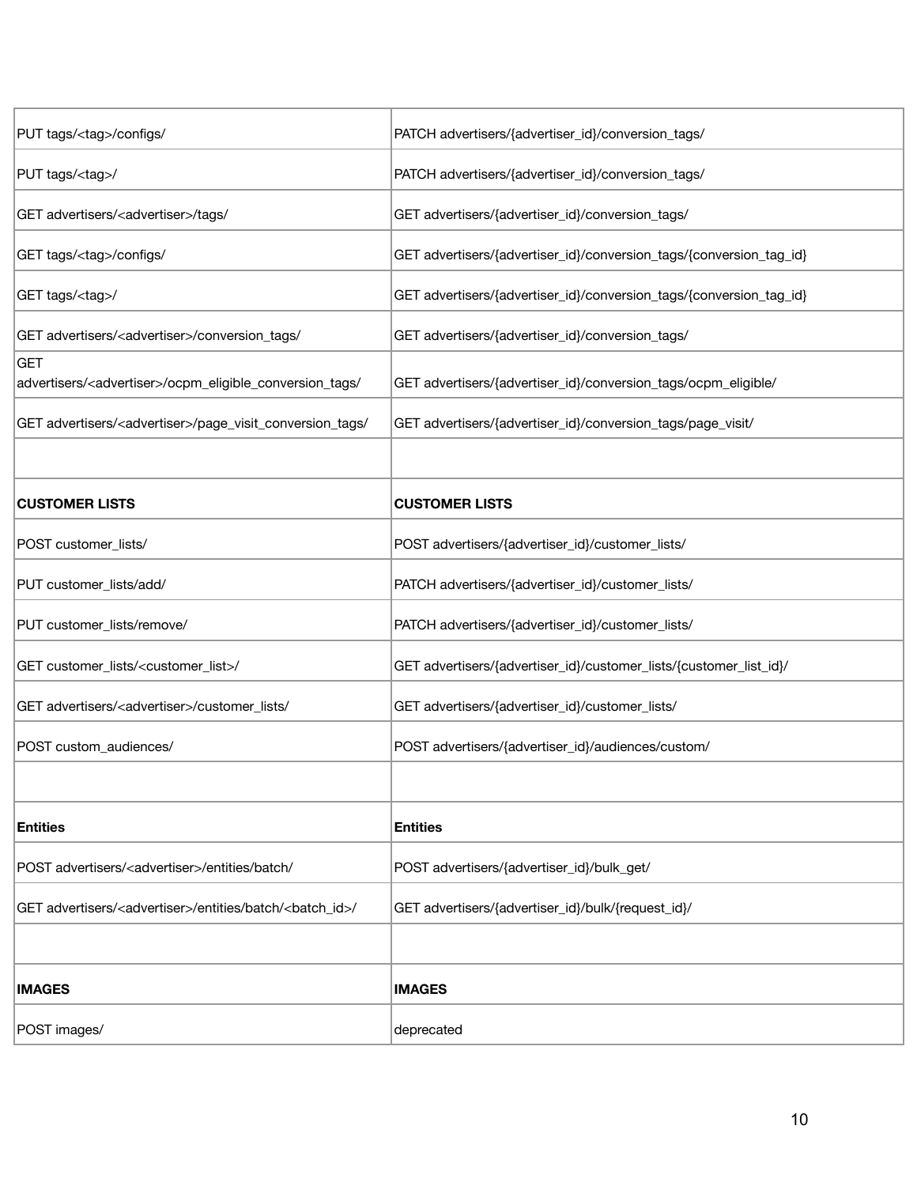| | |
|---|---|
| PUT tags/<tag>/configs/ | PATCH advertisers/{advertiser_id}/conversion_tags/ |
| PUT tags/<tag>/ | PATCH advertisers/{advertiser_id}/conversion_tags/ |
| GET advertisers/<advertiser>/tags/ | GET advertisers/{advertiser_id}/conversion_tags/ |
| GET tags/<tag>/configs/ | GET advertisers/{advertiser_id}/conversion_tags/{conversion_tag_id} |
| GET tags/<tag>/ | GET advertisers/{advertiser_id}/conversion_tags/{conversion_tag_id} |
| GET advertisers/<advertiser>/conversion_tags/ | GET advertisers/{advertiser_id}/conversion_tags/ |
| GET advertisers/<advertiser>/ocpm_eligible_conversion_tags/ | GET advertisers/{advertiser_id}/conversion_tags/ocpm_eligible/ |
| GET advertisers/<advertiser>/page_visit_conversion_tags/ | GET advertisers/{advertiser_id}/conversion_tags/page_visit/ |
| | |
| **CUSTOMER LISTS** | **CUSTOMER LISTS** |
| POST customer_lists/ | POST advertisers/{advertiser_id}/customer_lists/ |
| PUT customer_lists/add/ | PATCH advertisers/{advertiser_id}/customer_lists/ |
| PUT customer_lists/remove/ | PATCH advertisers/{advertiser_id}/customer_lists/ |
| GET customer_lists/<customer_list>/ | GET advertisers/{advertiser_id}/customer_lists/{customer_list_id}/ |
| GET advertisers/<advertiser>/customer_lists/ | GET advertisers/{advertiser_id}/customer_lists/ |
| POST custom_audiences/ | POST advertisers/{advertiser_id}/audiences/custom/ |
| | |
| **Entities** | **Entities** |
| POST advertisers/<advertiser>/entities/batch/ | POST advertisers/{advertiser_id}/bulk_get/ |
| GET advertisers/<advertiser>/entities/batch/<batch_id>/ | GET advertisers/{advertiser_id}/bulk/{request_id}/ |
| | |
| **IMAGES** | **IMAGES** |
| POST images/ | deprecated |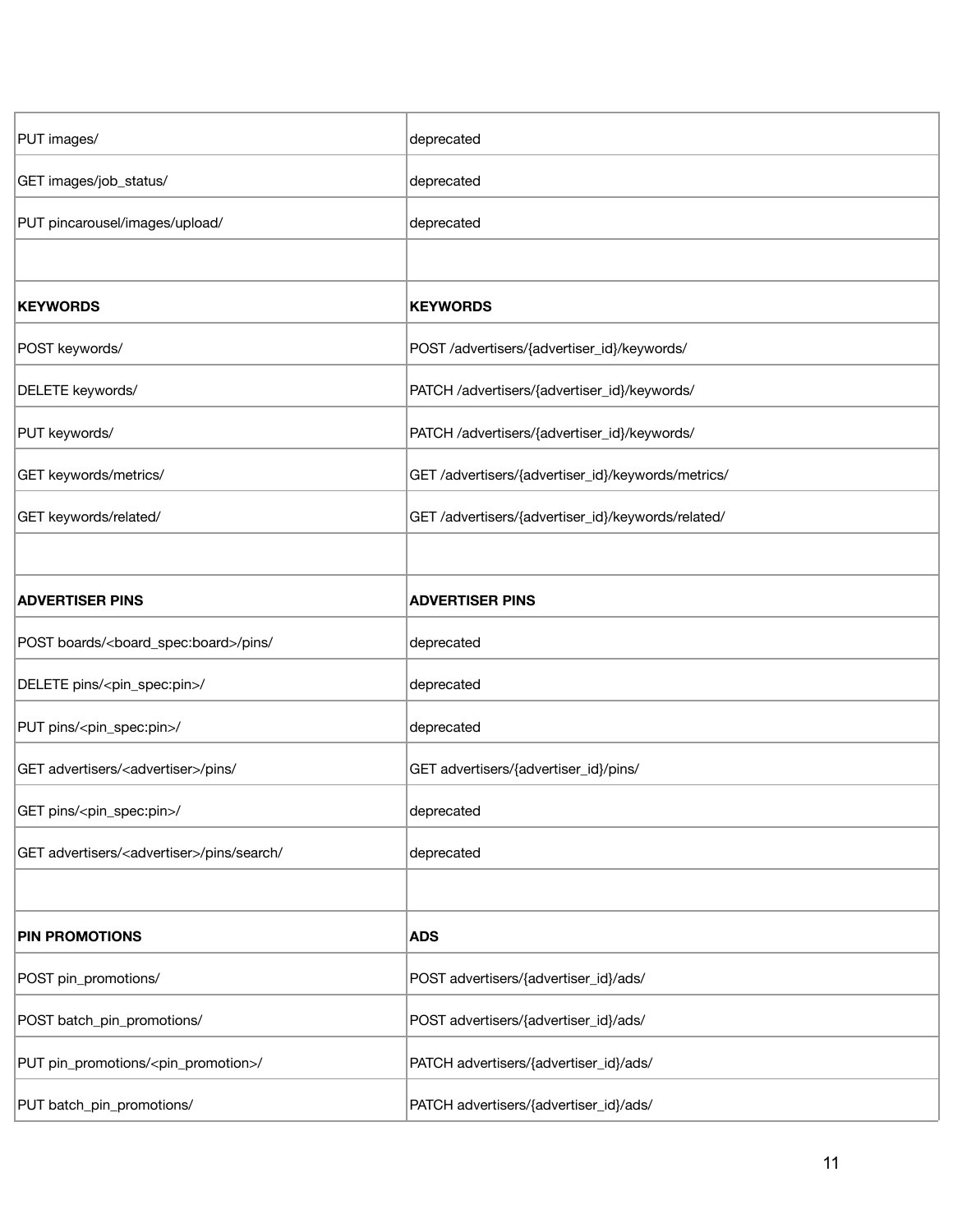| | |
|---|---|
| PUT images/ | deprecated |
| GET images/job_status/ | deprecated |
| PUT pincarousel/images/upload/ | deprecated |
| | |
| **KEYWORDS** | **KEYWORDS** |
| POST keywords/ | POST /advertisers/{advertiser_id}/keywords/ |
| DELETE keywords/ | PATCH /advertisers/{advertiser_id}/keywords/ |
| PUT keywords/ | PATCH /advertisers/{advertiser_id}/keywords/ |
| GET keywords/metrics/ | GET /advertisers/{advertiser_id}/keywords/metrics/ |
| GET keywords/related/ | GET /advertisers/{advertiser_id}/keywords/related/ |
| | |
| **ADVERTISER PINS** | **ADVERTISER PINS** |
| POST boards/<board_spec:board>/pins/ | deprecated |
| DELETE pins/<pin_spec:pin>/ | deprecated |
| PUT pins/<pin_spec:pin>/ | deprecated |
| GET advertisers/<advertiser>/pins/ | GET advertisers/{advertiser_id}/pins/ |
| GET pins/<pin_spec:pin>/ | deprecated |
| GET advertisers/<advertiser>/pins/search/ | deprecated |
| | |
| **PIN PROMOTIONS** | **ADS** |
| POST pin_promotions/ | POST advertisers/{advertiser_id}/ads/ |
| POST batch_pin_promotions/ | POST advertisers/{advertiser_id}/ads/ |
| PUT pin_promotions/<pin_promotion>/ | PATCH advertisers/{advertiser_id}/ads/ |
| PUT batch_pin_promotions/ | PATCH advertisers/{advertiser_id}/ads/ |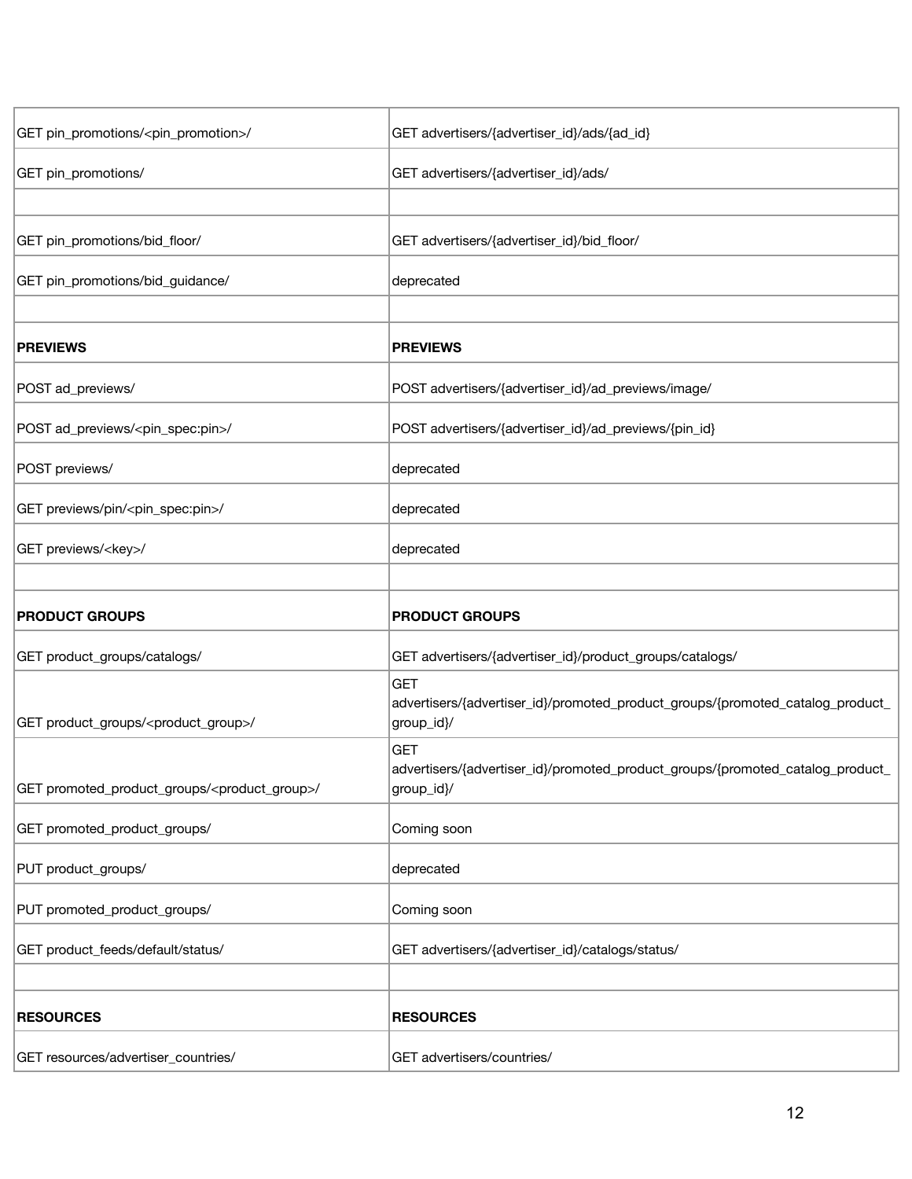| | |
|---|---|
| GET pin_promotions/<pin_promotion>/ | GET advertisers/{advertiser_id}/ads/{ad_id} |
| GET pin_promotions/ | GET advertisers/{advertiser_id}/ads/ |
| | |
| GET pin_promotions/bid_floor/ | GET advertisers/{advertiser_id}/bid_floor/ |
| GET pin_promotions/bid_guidance/ | deprecated |
| | |
| **PREVIEWS** | **PREVIEWS** |
| POST ad_previews/ | POST advertisers/{advertiser_id}/ad_previews/image/ |
| POST ad_previews/<pin_spec:pin>/ | POST advertisers/{advertiser_id}/ad_previews/{pin_id} |
| POST previews/ | deprecated |
| GET previews/pin/<pin_spec:pin>/ | deprecated |
| GET previews/<key>/ | deprecated |
| | |
| **PRODUCT GROUPS** | **PRODUCT GROUPS** |
| GET product_groups/catalogs/ | GET advertisers/{advertiser_id}/product_groups/catalogs/ |
| GET product_groups/<product_group>/ | GET advertisers/{advertiser_id}/promoted_product_groups/{promoted_catalog_product_group_id}/ |
| GET promoted_product_groups/<product_group>/ | GET advertisers/{advertiser_id}/promoted_product_groups/{promoted_catalog_product_group_id}/ |
| GET promoted_product_groups/ | Coming soon |
| PUT product_groups/ | deprecated |
| PUT promoted_product_groups/ | Coming soon |
| GET product_feeds/default/status/ | GET advertisers/{advertiser_id}/catalogs/status/ |
| | |
| **RESOURCES** | **RESOURCES** |
| GET resources/advertiser_countries/ | GET advertisers/countries/ |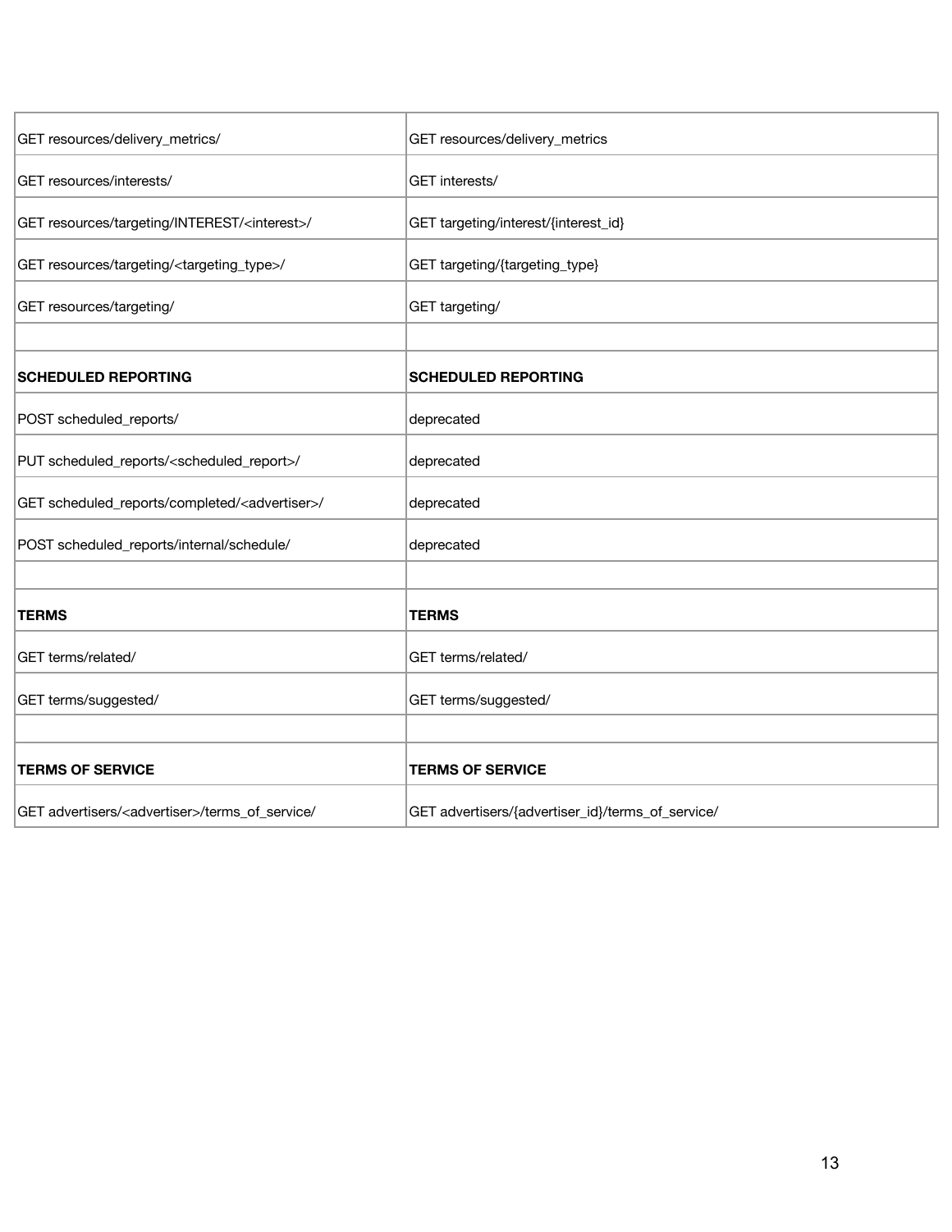| | |
|---|---|
| GET resources/delivery_metrics/ | GET resources/delivery_metrics |
| GET resources/interests/ | GET interests/ |
| GET resources/targeting/INTEREST/<interest>/ | GET targeting/interest/{interest_id} |
| GET resources/targeting/<targeting_type>/ | GET targeting/{targeting_type} |
| GET resources/targeting/ | GET targeting/ |
| | |
| **SCHEDULED REPORTING** | **SCHEDULED REPORTING** |
| POST scheduled_reports/ | deprecated |
| PUT scheduled_reports/<scheduled_report>/ | deprecated |
| GET scheduled_reports/completed/<advertiser>/ | deprecated |
| POST scheduled_reports/internal/schedule/ | deprecated |
| | |
| **TERMS** | **TERMS** |
| GET terms/related/ | GET terms/related/ |
| GET terms/suggested/ | GET terms/suggested/ |
| | |
| **TERMS OF SERVICE** | **TERMS OF SERVICE** |
| GET advertisers/<advertiser>/terms_of_service/ | GET advertisers/{advertiser_id}/terms_of_service/ |